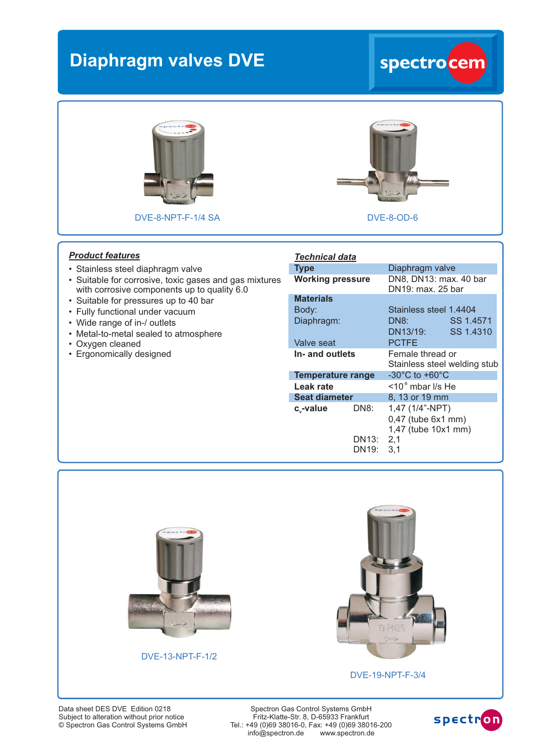# Diaphragm valves DVE

DVE-8-NPT-F-1/4 SA

DVE-8-OD-6

## Product features

- Stainless steel diaphragm valve
- Suitable for corrosive, toxic gases and gas mixtures with corrosive components up to quality 6.0
- Suitable for pressures up to 40 bar
- Fully functional under vacuum
- Wide range of in-/ outlets
- Metal-to-metal sealed to atmosphere
- Oxygen cleaned
- Ergonomically designed

## Technical data

| | | |
|---|---|---|
| **Type** | | Diaphragm valve |
| **Working pressure** | | DN8, DN13: max. 40 bar<br>DN19: max. 25 bar |
| **Materials** | | |
| Body: | | Stainless steel 1.4404 |
| Diaphragm: | | DN8: SS 1.4571<br>DN13/19: SS 1.4310 |
| Valve seat | | PCTFE |
| **In- and outlets** | | Female thread or<br>Stainless steel welding stub |
| **Temperature range** | | -30°C to +60°C |
| **Leak rate** | | <$10^{-8}$ mbar l/s He |
| **Seat diameter** | | 8, 13 or 19 mm |
| **$c_v$-value** | DN8: | 1,47 (1/4"-NPT)<br>0,47 (tube 6x1 mm)<br>1,47 (tube 10x1 mm) |
| | DN13: | 2,1 |
| | DN19: | 3,1 |

DVE-13-NPT-F-1/2

DVE-19-NPT-F-3/4

Data sheet DES DVE Edition 0218
Subject to alteration without prior notice
© Spectron Gas Control Systems GmbH

Spectron Gas Control Systems GmbH
Fritz-Klatte-Str. 8, D-65933 Frankfurt
Tel.: +49 (0)69 38016-0, Fax: +49 (0)69 38016-200
info@spectron.de www.spectron.de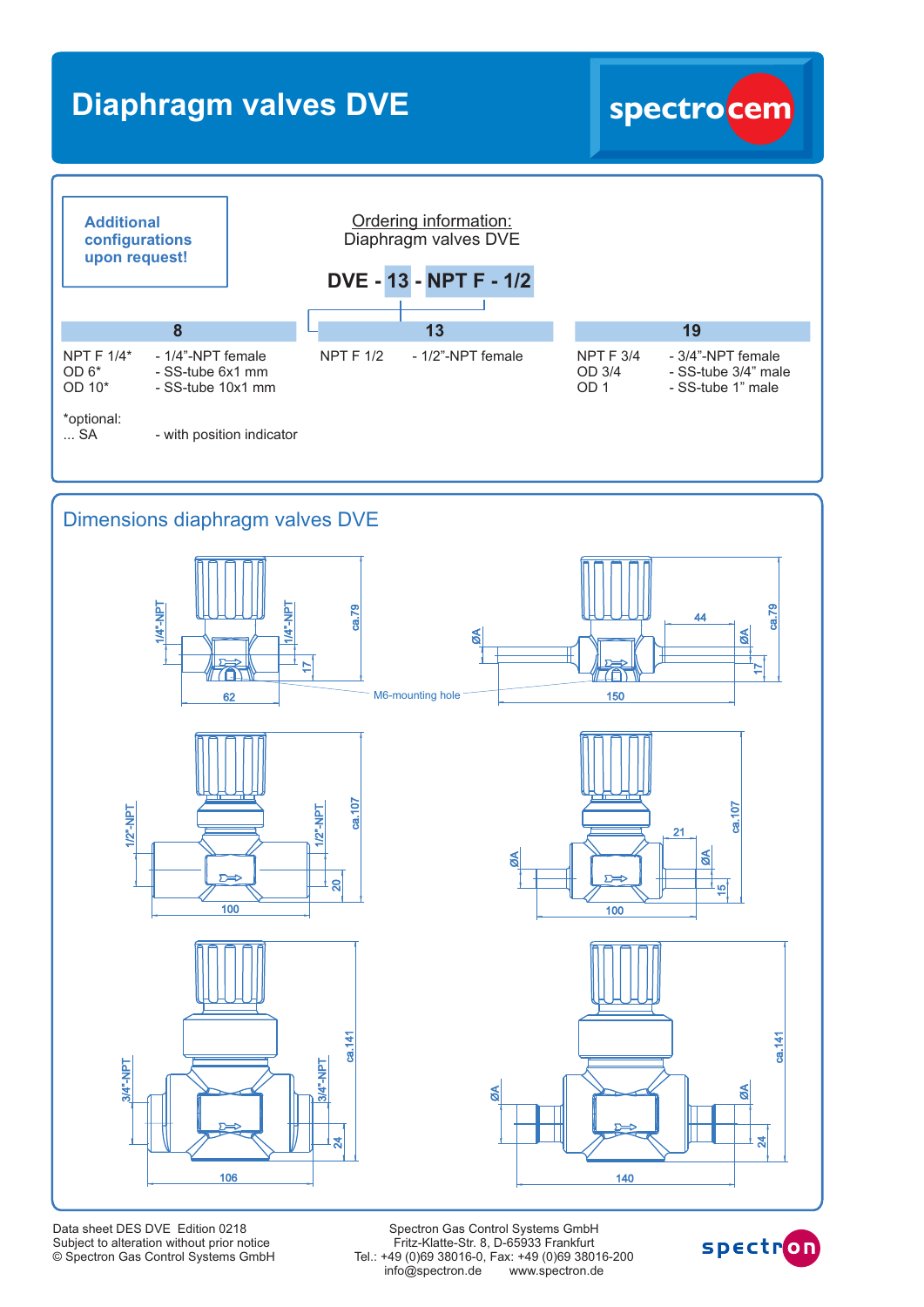# Diaphragm valves DVE

spectrocem

**Additional configurations upon request!**

Ordering information:
Diaphragm valves DVE

**DVE - 13 - NPT F - 1/2**

| 8 | | 13 | | 19 | |
|---|---|---|---|---|---|
| NPT F 1/4* | - 1/4"-NPT female | NPT F 1/2 | - 1/2"-NPT female | NPT F 3/4 | - 3/4"-NPT female |
| OD 6* | - SS-tube 6x1 mm | | | OD 3/4 | - SS-tube 3/4" male |
| OD 10* | - SS-tube 10x1 mm | | | OD 1 | - SS-tube 1" male |

*optional:
... SA - with position indicator

## Dimensions diaphragm valves DVE

1/4"-NPT
1/4"-NPT
ca.79
17
62
M6-mounting hole
ØA
44
ØA
ca.79
17
150

1/2"-NPT
1/2"-NPT
ca.107
20
100
ØA
21
ØA
ca.107
15
100

3/4"-NPT
3/4"-NPT
ca.141
24
106
ØA
ØA
ca.141
24
140

Data sheet DES DVE Edition 0218
Subject to alteration without prior notice
© Spectron Gas Control Systems GmbH

Spectron Gas Control Systems GmbH
Fritz-Klatte-Str. 8, D-65933 Frankfurt
Tel.: +49 (0)69 38016-0, Fax: +49 (0)69 38016-200
info@spectron.de www.spectron.de

spectron